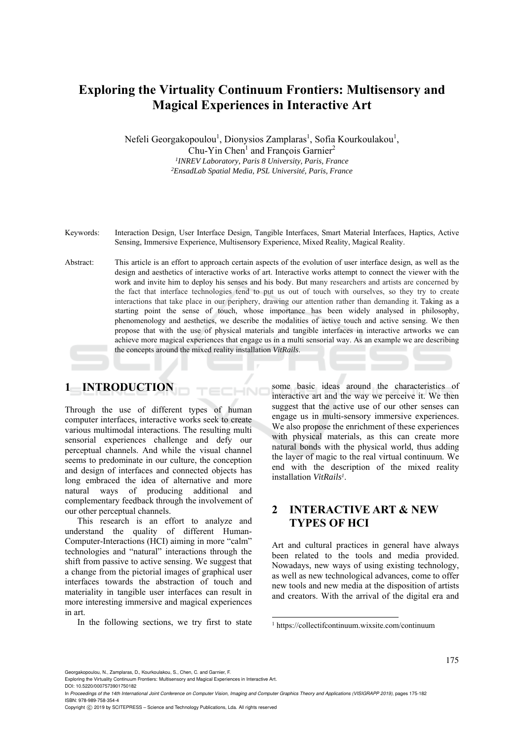# Exploring the Virtuality Continuum Frontiers: Multisensory and Magical Experiences in Interactive Art

Nefeli Georgakopoulou[1], Dionysios Zamplaras[1], Sofia Kourkoulakou[1], Chu-Yin Chen[1] and François Garnier[2]

[1]*INREV Laboratory, Paris 8 University, Paris, France*
[2]*EnsadLab Spatial Media, PSL Université, Paris, France*

Keywords: Interaction Design, User Interface Design, Tangible Interfaces, Smart Material Interfaces, Haptics, Active Sensing, Immersive Experience, Multisensory Experience, Mixed Reality, Magical Reality.

Abstract: This article is an effort to approach certain aspects of the evolution of user interface design, as well as the design and aesthetics of interactive works of art. Interactive works attempt to connect the viewer with the work and invite him to deploy his senses and his body. But many researchers and artists are concerned by the fact that interface technologies tend to put us out of touch with ourselves, so they try to create interactions that take place in our periphery, drawing our attention rather than demanding it. Taking as a starting point the sense of touch, whose importance has been widely analysed in philosophy, phenomenology and aesthetics, we describe the modalities of active touch and active sensing. We then propose that with the use of physical materials and tangible interfaces in interactive artworks we can achieve more magical experiences that engage us in a multi sensorial way. As an example we are describing the concepts around the mixed reality installation *VitRails*.

## 1 INTRODUCTION

Through the use of different types of human computer interfaces, interactive works seek to create various multimodal interactions. The resulting multi sensorial experiences challenge and defy our perceptual channels. And while the visual channel seems to predominate in our culture, the conception and design of interfaces and connected objects has long embraced the idea of alternative and more natural ways of producing additional and complementary feedback through the involvement of our other perceptual channels.

This research is an effort to analyze and understand the quality of different Human-Computer-Interactions (HCI) aiming in more "calm" technologies and "natural" interactions through the shift from passive to active sensing. We suggest that a change from the pictorial images of graphical user interfaces towards the abstraction of touch and materiality in tangible user interfaces can result in more interesting immersive and magical experiences in art.

In the following sections, we try first to state some basic ideas around the characteristics of interactive art and the way we perceive it. We then suggest that the active use of our other senses can engage us in multi-sensory immersive experiences. We also propose the enrichment of these experiences with physical materials, as this can create more natural bonds with the physical world, thus adding the layer of magic to the real virtual continuum. We end with the description of the mixed reality installation *VitRails*[1].

## 2 INTERACTIVE ART & NEW TYPES OF HCI

Art and cultural practices in general have always been related to the tools and media provided. Nowadays, new ways of using existing technology, as well as new technological advances, come to offer new tools and new media at the disposition of artists and creators. With the arrival of the digital era and

[1] https://collectifcontinuum.wixsite.com/continuum

Georgakopoulou, N., Zamplaras, D., Kourkoulakou, S., Chen, C. and Garnier, F.
Exploring the Virtuality Continuum Frontiers: Multisensory and Magical Experiences in Interactive Art.
DOI: 10.5220/0007573901750182
In *Proceedings of the 14th International Joint Conference on Computer Vision, Imaging and Computer Graphics Theory and Applications (VISIGRAPP 2019)*, pages 175-182
ISBN: 978-989-758-354-4
Copyright © 2019 by SCITEPRESS – Science and Technology Publications, Lda. All rights reserved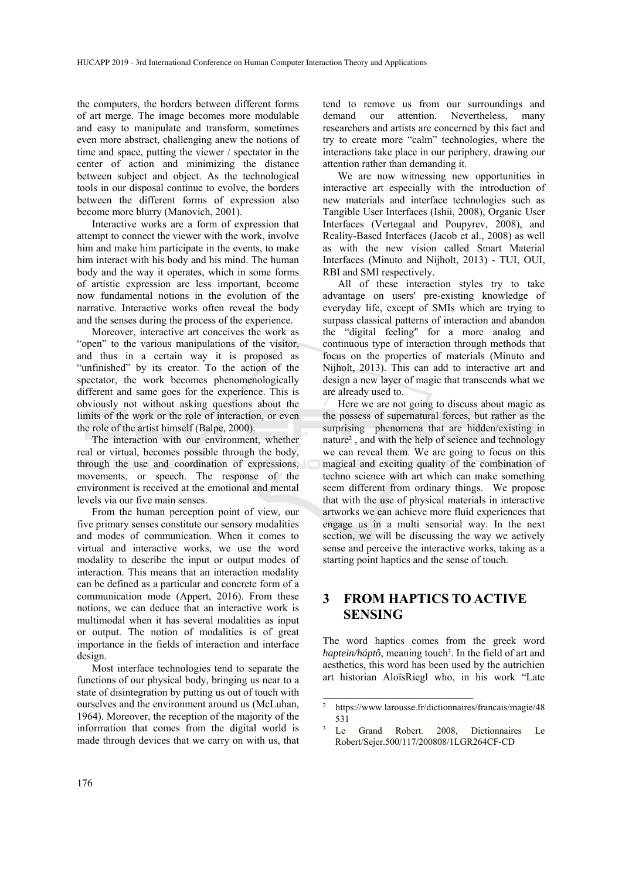the computers, the borders between different forms of art merge. The image becomes more modulable and easy to manipulate and transform, sometimes even more abstract, challenging anew the notions of time and space, putting the viewer / spectator in the center of action and minimizing the distance between subject and object. As the technological tools in our disposal continue to evolve, the borders between the different forms of expression also become more blurry (Manovich, 2001).

Interactive works are a form of expression that attempt to connect the viewer with the work, involve him and make him participate in the events, to make him interact with his body and his mind. The human body and the way it operates, which in some forms of artistic expression are less important, become now fundamental notions in the evolution of the narrative. Interactive works often reveal the body and the senses during the process of the experience.

Moreover, interactive art conceives the work as "open" to the various manipulations of the visitor, and thus in a certain way it is proposed as "unfinished" by its creator. To the action of the spectator, the work becomes phenomenologically different and same goes for the experience. This is obviously not without asking questions about the limits of the work or the role of interaction, or even the role of the artist himself (Balpe, 2000).

The interaction with our environment, whether real or virtual, becomes possible through the body, through the use and coordination of expressions, movements, or speech. The response of the environment is received at the emotional and mental levels via our five main senses.

From the human perception point of view, our five primary senses constitute our sensory modalities and modes of communication. When it comes to virtual and interactive works, we use the word modality to describe the input or output modes of interaction. This means that an interaction modality can be defined as a particular and concrete form of a communication mode (Appert, 2016). From these notions, we can deduce that an interactive work is multimodal when it has several modalities as input or output. The notion of modalities is of great importance in the fields of interaction and interface design.

Most interface technologies tend to separate the functions of our physical body, bringing us near to a state of disintegration by putting us out of touch with ourselves and the environment around us (McLuhan, 1964). Moreover, the reception of the majority of the information that comes from the digital world is made through devices that we carry on with us, that tend to remove us from our surroundings and demand our attention. Nevertheless, many researchers and artists are concerned by this fact and try to create more "calm" technologies, where the interactions take place in our periphery, drawing our attention rather than demanding it.

We are now witnessing new opportunities in interactive art especially with the introduction of new materials and interface technologies such as Tangible User Interfaces (Ishii, 2008), Organic User Interfaces (Vertegaal and Poupyrev, 2008), and Reality-Based Interfaces (Jacob et al., 2008) as well as with the new vision called Smart Material Interfaces (Minuto and Nijholt, 2013) - TUI, OUI, RBI and SMI respectively.

All of these interaction styles try to take advantage on users' pre-existing knowledge of everyday life, except of SMIs which are trying to surpass classical patterns of interaction and abandon the "digital feeling" for a more analog and continuous type of interaction through methods that focus on the properties of materials (Minuto and Nijholt, 2013). This can add to interactive art and design a new layer of magic that transcends what we are already used to.

Here we are not going to discuss about magic as the possess of supernatural forces, but rather as the surprising phenomena that are hidden/existing in nature[2], and with the help of science and technology we can reveal them. We are going to focus on this magical and exciting quality of the combination of techno science with art which can make something seem different from ordinary things. We propose that with the use of physical materials in interactive artworks we can achieve more fluid experiences that engage us in a multi sensorial way. In the next section, we will be discussing the way we actively sense and perceive the interactive works, taking as a starting point haptics and the sense of touch.

## 3 FROM HAPTICS TO ACTIVE SENSING

The word haptics comes from the greek word *haptein/háptô*, meaning touch[3]. In the field of art and aesthetics, this word has been used by the autrichien art historian AloïsRiegl who, in his work "Late

[2] https://www.larousse.fr/dictionnaires/francais/magie/48531

[3] Le Grand Robert. 2008, Dictionnaires Le Robert/Sejer.500/117/200808/1LGR264CF-CD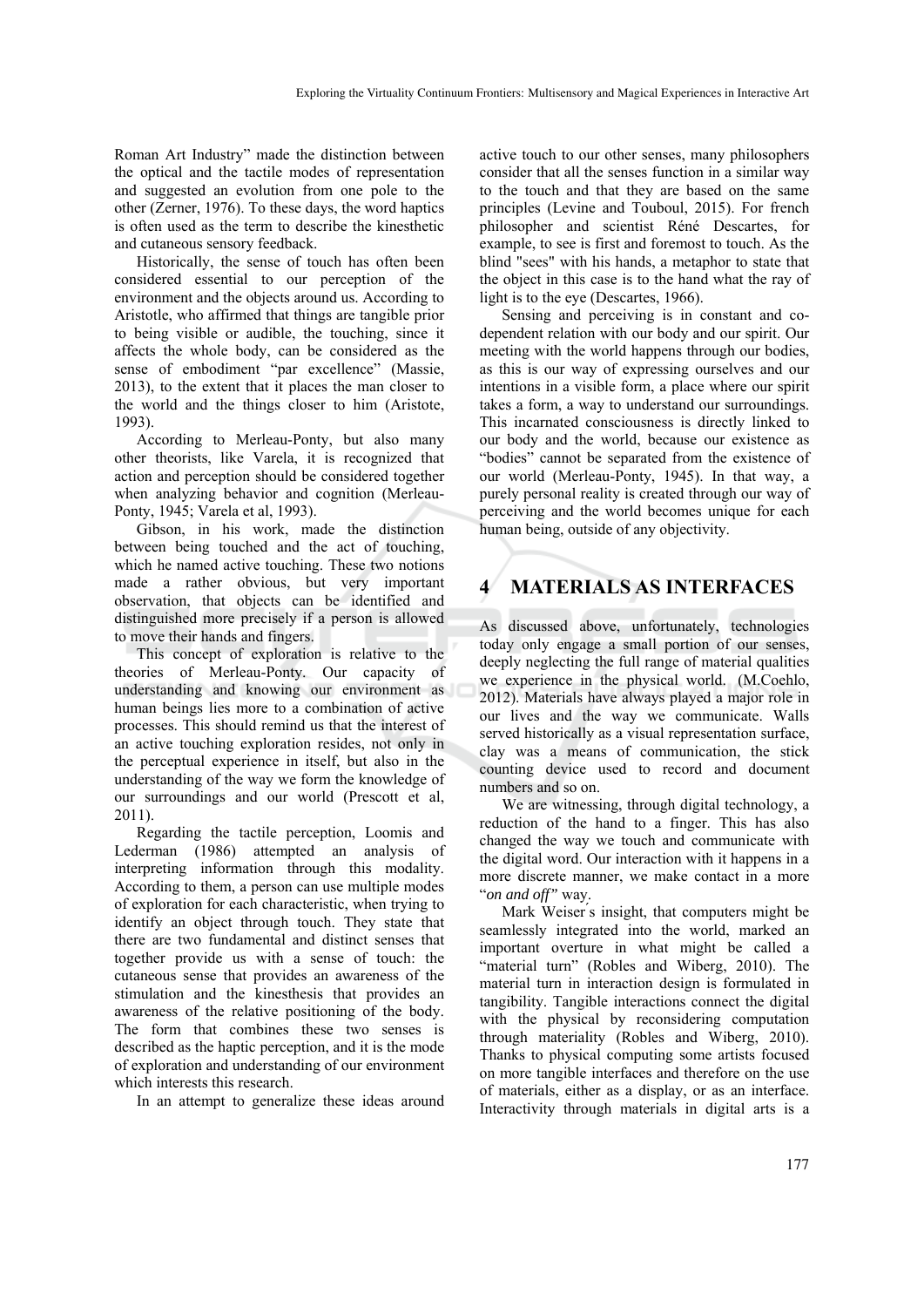Roman Art Industry" made the distinction between the optical and the tactile modes of representation and suggested an evolution from one pole to the other (Zerner, 1976). To these days, the word haptics is often used as the term to describe the kinesthetic and cutaneous sensory feedback.

Historically, the sense of touch has often been considered essential to our perception of the environment and the objects around us. According to Aristotle, who affirmed that things are tangible prior to being visible or audible, the touching, since it affects the whole body, can be considered as the sense of embodiment "par excellence" (Massie, 2013), to the extent that it places the man closer to the world and the things closer to him (Aristote, 1993).

According to Merleau-Ponty, but also many other theorists, like Varela, it is recognized that action and perception should be considered together when analyzing behavior and cognition (Merleau-Ponty, 1945; Varela et al, 1993).

Gibson, in his work, made the distinction between being touched and the act of touching, which he named active touching. These two notions made a rather obvious, but very important observation, that objects can be identified and distinguished more precisely if a person is allowed to move their hands and fingers.

This concept of exploration is relative to the theories of Merleau-Ponty. Our capacity of understanding and knowing our environment as human beings lies more to a combination of active processes. This should remind us that the interest of an active touching exploration resides, not only in the perceptual experience in itself, but also in the understanding of the way we form the knowledge of our surroundings and our world (Prescott et al, 2011).

Regarding the tactile perception, Loomis and Lederman (1986) attempted an analysis of interpreting information through this modality. According to them, a person can use multiple modes of exploration for each characteristic, when trying to identify an object through touch. They state that there are two fundamental and distinct senses that together provide us with a sense of touch: the cutaneous sense that provides an awareness of the stimulation and the kinesthesis that provides an awareness of the relative positioning of the body. The form that combines these two senses is described as the haptic perception, and it is the mode of exploration and understanding of our environment which interests this research.

In an attempt to generalize these ideas around active touch to our other senses, many philosophers consider that all the senses function in a similar way to the touch and that they are based on the same principles (Levine and Touboul, 2015). For french philosopher and scientist Réné Descartes, for example, to see is first and foremost to touch. As the blind "sees" with his hands, a metaphor to state that the object in this case is to the hand what the ray of light is to the eye (Descartes, 1966).

Sensing and perceiving is in constant and co-dependent relation with our body and our spirit. Our meeting with the world happens through our bodies, as this is our way of expressing ourselves and our intentions in a visible form, a place where our spirit takes a form, a way to understand our surroundings. This incarnated consciousness is directly linked to our body and the world, because our existence as "bodies" cannot be separated from the existence of our world (Merleau-Ponty, 1945). In that way, a purely personal reality is created through our way of perceiving and the world becomes unique for each human being, outside of any objectivity.

## 4 MATERIALS AS INTERFACES

As discussed above, unfortunately, technologies today only engage a small portion of our senses, deeply neglecting the full range of material qualities we experience in the physical world. (M.Coehlo, 2012). Materials have always played a major role in our lives and the way we communicate. Walls served historically as a visual representation surface, clay was a means of communication, the stick counting device used to record and document numbers and so on.

We are witnessing, through digital technology, a reduction of the hand to a finger. This has also changed the way we touch and communicate with the digital word. Our interaction with it happens in a more discrete manner, we make contact in a more "*on and off"* way.

Mark Weiser´s insight, that computers might be seamlessly integrated into the world, marked an important overture in what might be called a "material turn" (Robles and Wiberg, 2010). The material turn in interaction design is formulated in tangibility. Tangible interactions connect the digital with the physical by reconsidering computation through materiality (Robles and Wiberg, 2010). Thanks to physical computing some artists focused on more tangible interfaces and therefore on the use of materials, either as a display, or as an interface. Interactivity through materials in digital arts is a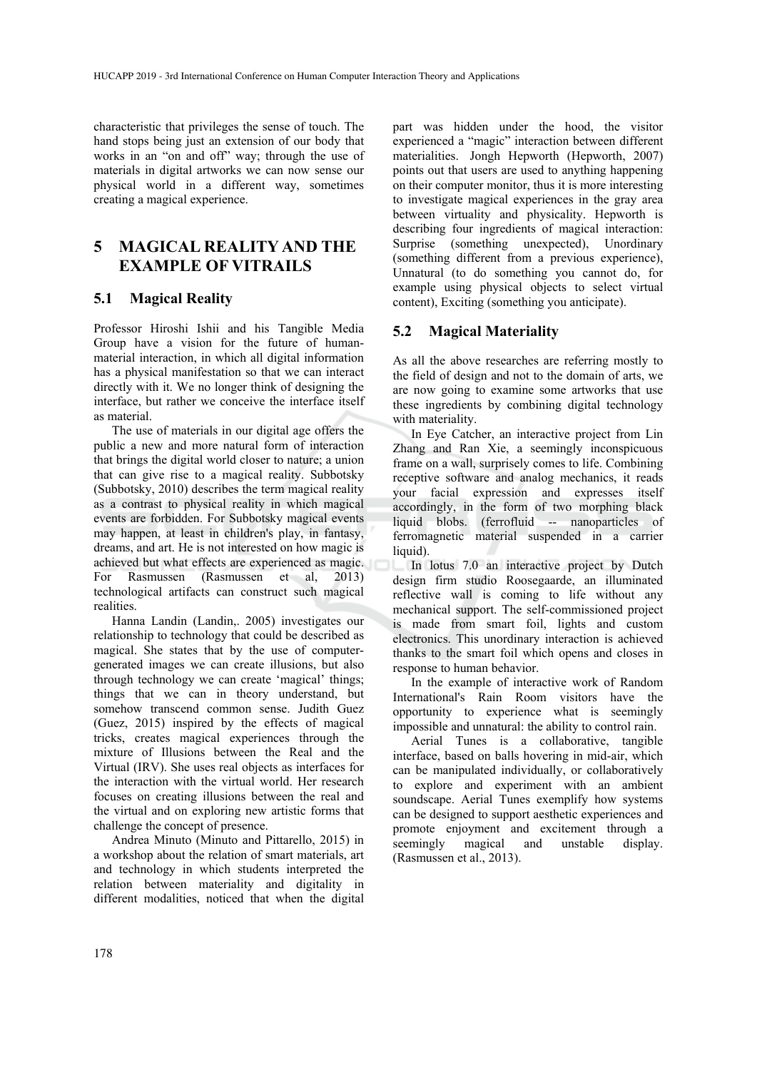characteristic that privileges the sense of touch. The hand stops being just an extension of our body that works in an "on and off" way; through the use of materials in digital artworks we can now sense our physical world in a different way, sometimes creating a magical experience.

# 5 MAGICAL REALITY AND THE EXAMPLE OF VITRAILS

## 5.1 Magical Reality

Professor Hiroshi Ishii and his Tangible Media Group have a vision for the future of human-material interaction, in which all digital information has a physical manifestation so that we can interact directly with it. We no longer think of designing the interface, but rather we conceive the interface itself as material.

The use of materials in our digital age offers the public a new and more natural form of interaction that brings the digital world closer to nature; a union that can give rise to a magical reality. Subbotsky (Subbotsky, 2010) describes the term magical reality as a contrast to physical reality in which magical events are forbidden. For Subbotsky magical events may happen, at least in children's play, in fantasy, dreams, and art. He is not interested on how magic is achieved but what effects are experienced as magic. For Rasmussen (Rasmussen et al, 2013) technological artifacts can construct such magical realities.

Hanna Landin (Landin,. 2005) investigates our relationship to technology that could be described as magical. She states that by the use of computer-generated images we can create illusions, but also through technology we can create 'magical' things; things that we can in theory understand, but somehow transcend common sense. Judith Guez (Guez, 2015) inspired by the effects of magical tricks, creates magical experiences through the mixture of Illusions between the Real and the Virtual (IRV). She uses real objects as interfaces for the interaction with the virtual world. Her research focuses on creating illusions between the real and the virtual and on exploring new artistic forms that challenge the concept of presence.

Andrea Minuto (Minuto and Pittarello, 2015) in a workshop about the relation of smart materials, art and technology in which students interpreted the relation between materiality and digitality in different modalities, noticed that when the digital part was hidden under the hood, the visitor experienced a "magic" interaction between different materialities. Jongh Hepworth (Hepworth, 2007) points out that users are used to anything happening on their computer monitor, thus it is more interesting to investigate magical experiences in the gray area between virtuality and physicality. Hepworth is describing four ingredients of magical interaction: Surprise (something unexpected), Unordinary (something different from a previous experience), Unnatural (to do something you cannot do, for example using physical objects to select virtual content), Exciting (something you anticipate).

## 5.2 Magical Materiality

As all the above researches are referring mostly to the field of design and not to the domain of arts, we are now going to examine some artworks that use these ingredients by combining digital technology with materiality.

In Eye Catcher, an interactive project from Lin Zhang and Ran Xie, a seemingly inconspicuous frame on a wall, surprisely comes to life. Combining receptive software and analog mechanics, it reads your facial expression and expresses itself accordingly, in the form of two morphing black liquid blobs. (ferrofluid -- nanoparticles of ferromagnetic material suspended in a carrier liquid).

In lotus 7.0 an interactive project by Dutch design firm studio Roosegaarde, an illuminated reflective wall is coming to life without any mechanical support. The self-commissioned project is made from smart foil, lights and custom electronics. This unordinary interaction is achieved thanks to the smart foil which opens and closes in response to human behavior.

In the example of interactive work of Random International's Rain Room visitors have the opportunity to experience what is seemingly impossible and unnatural: the ability to control rain.

Aerial Tunes is a collaborative, tangible interface, based on balls hovering in mid-air, which can be manipulated individually, or collaboratively to explore and experiment with an ambient soundscape. Aerial Tunes exemplify how systems can be designed to support aesthetic experiences and promote enjoyment and excitement through a seemingly magical and unstable display. (Rasmussen et al., 2013).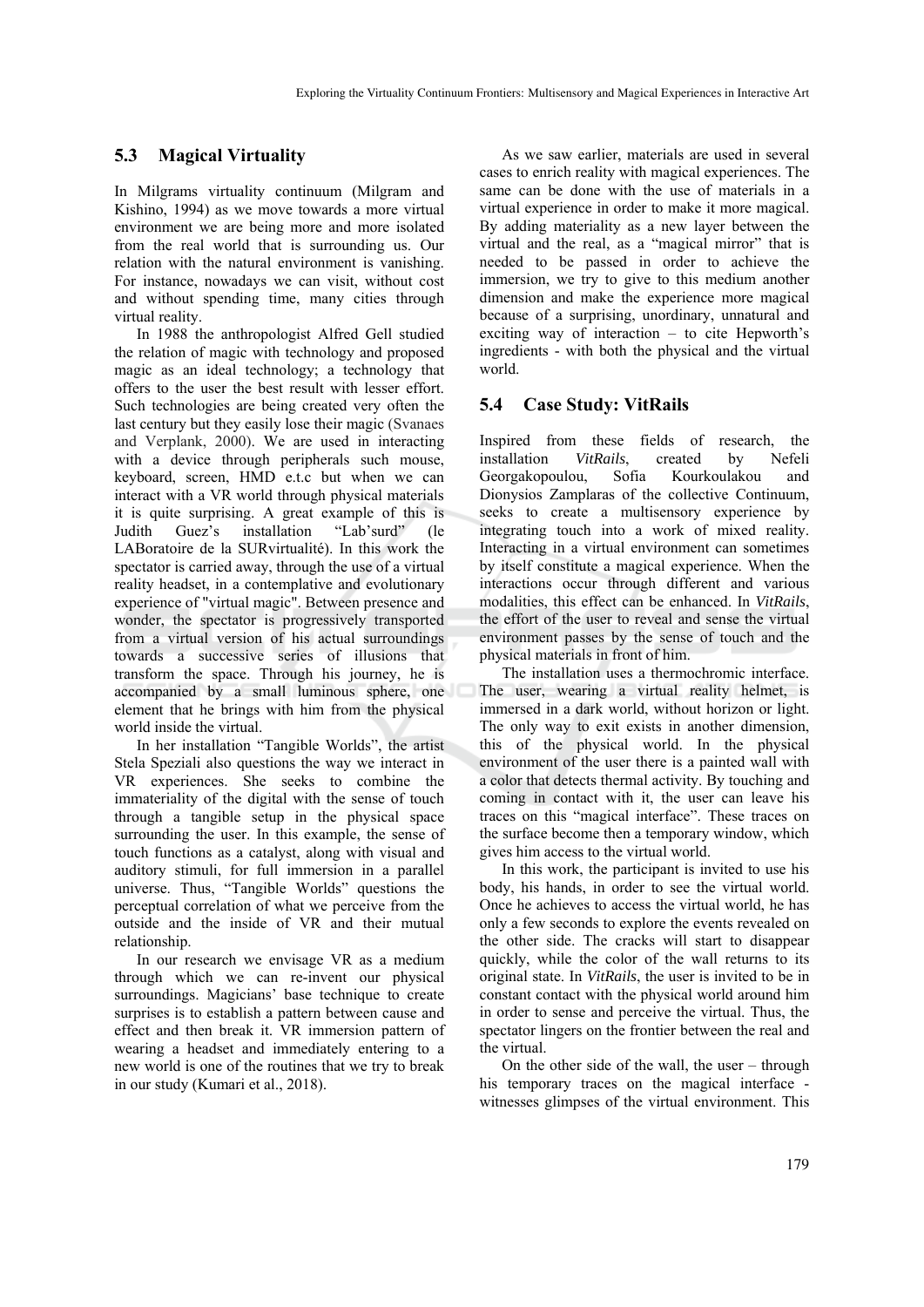## 5.3 Magical Virtuality

In Milgrams virtuality continuum (Milgram and Kishino, 1994) as we move towards a more virtual environment we are being more and more isolated from the real world that is surrounding us. Our relation with the natural environment is vanishing. For instance, nowadays we can visit, without cost and without spending time, many cities through virtual reality.

In 1988 the anthropologist Alfred Gell studied the relation of magic with technology and proposed magic as an ideal technology; a technology that offers to the user the best result with lesser effort. Such technologies are being created very often the last century but they easily lose their magic (Svanaes and Verplank, 2000). We are used in interacting with a device through peripherals such mouse, keyboard, screen, HMD e.t.c but when we can interact with a VR world through physical materials it is quite surprising. A great example of this is Judith Guez's installation "Lab'surd" (le LABoratoire de la SURvirtualité). In this work the spectator is carried away, through the use of a virtual reality headset, in a contemplative and evolutionary experience of "virtual magic". Between presence and wonder, the spectator is progressively transported from a virtual version of his actual surroundings towards a successive series of illusions that transform the space. Through his journey, he is accompanied by a small luminous sphere, one element that he brings with him from the physical world inside the virtual.

In her installation "Tangible Worlds", the artist Stela Speziali also questions the way we interact in VR experiences. She seeks to combine the immateriality of the digital with the sense of touch through a tangible setup in the physical space surrounding the user. In this example, the sense of touch functions as a catalyst, along with visual and auditory stimuli, for full immersion in a parallel universe. Thus, "Tangible Worlds" questions the perceptual correlation of what we perceive from the outside and the inside of VR and their mutual relationship.

In our research we envisage VR as a medium through which we can re-invent our physical surroundings. Magicians' base technique to create surprises is to establish a pattern between cause and effect and then break it. VR immersion pattern of wearing a headset and immediately entering to a new world is one of the routines that we try to break in our study (Kumari et al., 2018).

As we saw earlier, materials are used in several cases to enrich reality with magical experiences. The same can be done with the use of materials in a virtual experience in order to make it more magical. By adding materiality as a new layer between the virtual and the real, as a "magical mirror" that is needed to be passed in order to achieve the immersion, we try to give to this medium another dimension and make the experience more magical because of a surprising, unordinary, unnatural and exciting way of interaction – to cite Hepworth's ingredients - with both the physical and the virtual world.

## 5.4 Case Study: VitRails

Inspired from these fields of research, the installation *VitRails*, created by Nefeli Georgakopoulou, Sofia Kourkoulakou and Dionysios Zamplaras of the collective Continuum, seeks to create a multisensory experience by integrating touch into a work of mixed reality. Interacting in a virtual environment can sometimes by itself constitute a magical experience. When the interactions occur through different and various modalities, this effect can be enhanced. In *VitRails*, the effort of the user to reveal and sense the virtual environment passes by the sense of touch and the physical materials in front of him.

The installation uses a thermochromic interface. The user, wearing a virtual reality helmet, is immersed in a dark world, without horizon or light. The only way to exit exists in another dimension, this of the physical world. In the physical environment of the user there is a painted wall with a color that detects thermal activity. By touching and coming in contact with it, the user can leave his traces on this "magical interface". These traces on the surface become then a temporary window, which gives him access to the virtual world.

In this work, the participant is invited to use his body, his hands, in order to see the virtual world. Once he achieves to access the virtual world, he has only a few seconds to explore the events revealed on the other side. The cracks will start to disappear quickly, while the color of the wall returns to its original state. In *VitRails*, the user is invited to be in constant contact with the physical world around him in order to sense and perceive the virtual. Thus, the spectator lingers on the frontier between the real and the virtual.

On the other side of the wall, the user – through his temporary traces on the magical interface - witnesses glimpses of the virtual environment. This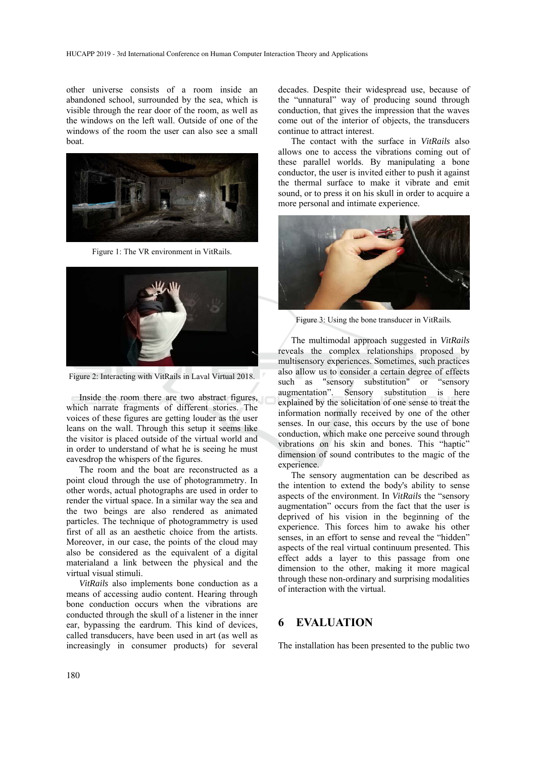other universe consists of a room inside an abandoned school, surrounded by the sea, which is visible through the rear door of the room, as well as the windows on the left wall. Outside of one of the windows of the room the user can also see a small boat.

Figure 1: The VR environment in VitRails.

Figure 2: Interacting with VitRails in Laval Virtual 2018.

Inside the room there are two abstract figures, which narrate fragments of different stories. The voices of these figures are getting louder as the user leans on the wall. Through this setup it seems like the visitor is placed outside of the virtual world and in order to understand of what he is seeing he must eavesdrop the whispers of the figures.

The room and the boat are reconstructed as a point cloud through the use of photogrammetry. In other words, actual photographs are used in order to render the virtual space. In a similar way the sea and the two beings are also rendered as animated particles. The technique of photogrammetry is used first of all as an aesthetic choice from the artists. Moreover, in our case, the points of the cloud may also be considered as the equivalent of a digital materialand a link between the physical and the virtual visual stimuli.

*VitRails* also implements bone conduction as a means of accessing audio content. Hearing through bone conduction occurs when the vibrations are conducted through the skull of a listener in the inner ear, bypassing the eardrum. This kind of devices, called transducers, have been used in art (as well as increasingly in consumer products) for several decades. Despite their widespread use, because of the "unnatural" way of producing sound through conduction, that gives the impression that the waves come out of the interior of objects, the transducers continue to attract interest.

The contact with the surface in *VitRails* also allows one to access the vibrations coming out of these parallel worlds. By manipulating a bone conductor, the user is invited either to push it against the thermal surface to make it vibrate and emit sound, or to press it on his skull in order to acquire a more personal and intimate experience.

Figure 3: Using the bone transducer in VitRails.

The multimodal approach suggested in *VitRails* reveals the complex relationships proposed by multisensory experiences. Sometimes, such practices also allow us to consider a certain degree of effects such as "sensory substitution" or "sensory augmentation". Sensory substitution is here explained by the solicitation of one sense to treat the information normally received by one of the other senses. In our case, this occurs by the use of bone conduction, which make one perceive sound through vibrations on his skin and bones. This "haptic" dimension of sound contributes to the magic of the experience.

The sensory augmentation can be described as the intention to extend the body's ability to sense aspects of the environment. In *VitRails* the "sensory augmentation" occurs from the fact that the user is deprived of his vision in the beginning of the experience. This forces him to awake his other senses, in an effort to sense and reveal the "hidden" aspects of the real virtual continuum presented. This effect adds a layer to this passage from one dimension to the other, making it more magical through these non-ordinary and surprising modalities of interaction with the virtual.

## 6 EVALUATION

The installation has been presented to the public two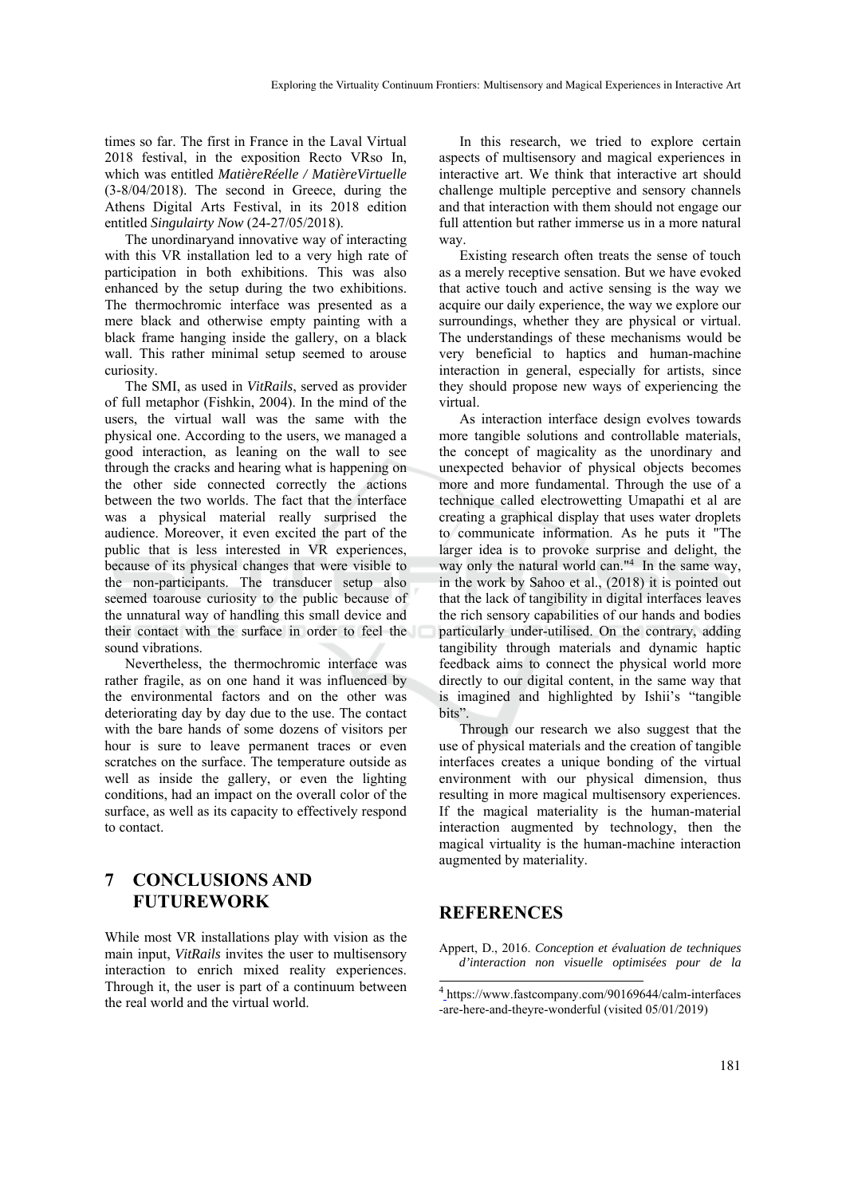times so far. The first in France in the Laval Virtual 2018 festival, in the exposition Recto VRso In, which was entitled *MatièreRéelle / MatièreVirtuelle* (3-8/04/2018). The second in Greece, during the Athens Digital Arts Festival, in its 2018 edition entitled *Singulairty Now* (24-27/05/2018).

The unordinaryand innovative way of interacting with this VR installation led to a very high rate of participation in both exhibitions. This was also enhanced by the setup during the two exhibitions. The thermochromic interface was presented as a mere black and otherwise empty painting with a black frame hanging inside the gallery, on a black wall. This rather minimal setup seemed to arouse curiosity.

The SMI, as used in *VitRails*, served as provider of full metaphor (Fishkin, 2004). In the mind of the users, the virtual wall was the same with the physical one. According to the users, we managed a good interaction, as leaning on the wall to see through the cracks and hearing what is happening on the other side connected correctly the actions between the two worlds. The fact that the interface was a physical material really surprised the audience. Moreover, it even excited the part of the public that is less interested in VR experiences, because of its physical changes that were visible to the non-participants. The transducer setup also seemed toarouse curiosity to the public because of the unnatural way of handling this small device and their contact with the surface in order to feel the sound vibrations.

Nevertheless, the thermochromic interface was rather fragile, as on one hand it was influenced by the environmental factors and on the other was deteriorating day by day due to the use. The contact with the bare hands of some dozens of visitors per hour is sure to leave permanent traces or even scratches on the surface. The temperature outside as well as inside the gallery, or even the lighting conditions, had an impact on the overall color of the surface, as well as its capacity to effectively respond to contact.

## 7 CONCLUSIONS AND FUTUREWORK

While most VR installations play with vision as the main input, *VitRails* invites the user to multisensory interaction to enrich mixed reality experiences. Through it, the user is part of a continuum between the real world and the virtual world.

In this research, we tried to explore certain aspects of multisensory and magical experiences in interactive art. We think that interactive art should challenge multiple perceptive and sensory channels and that interaction with them should not engage our full attention but rather immerse us in a more natural way.

Existing research often treats the sense of touch as a merely receptive sensation. But we have evoked that active touch and active sensing is the way we acquire our daily experience, the way we explore our surroundings, whether they are physical or virtual. The understandings of these mechanisms would be very beneficial to haptics and human-machine interaction in general, especially for artists, since they should propose new ways of experiencing the virtual.

As interaction interface design evolves towards more tangible solutions and controllable materials, the concept of magicality as the unordinary and unexpected behavior of physical objects becomes more and more fundamental. Through the use of a technique called electrowetting Umapathi et al are creating a graphical display that uses water droplets to communicate information. As he puts it "The larger idea is to provoke surprise and delight, the way only the natural world can."[4] In the same way, in the work by Sahoo et al., (2018) it is pointed out that the lack of tangibility in digital interfaces leaves the rich sensory capabilities of our hands and bodies particularly under-utilised. On the contrary, adding tangibility through materials and dynamic haptic feedback aims to connect the physical world more directly to our digital content, in the same way that is imagined and highlighted by Ishii's "tangible bits".

Through our research we also suggest that the use of physical materials and the creation of tangible interfaces creates a unique bonding of the virtual environment with our physical dimension, thus resulting in more magical multisensory experiences. If the magical materiality is the human-material interaction augmented by technology, then the magical virtuality is the human-machine interaction augmented by materiality.

## REFERENCES

Appert, D., 2016. *Conception et évaluation de techniques d'interaction non visuelle optimisées pour de la*

[4] https://www.fastcompany.com/90169644/calm-interfaces-are-here-and-theyre-wonderful (visited 05/01/2019)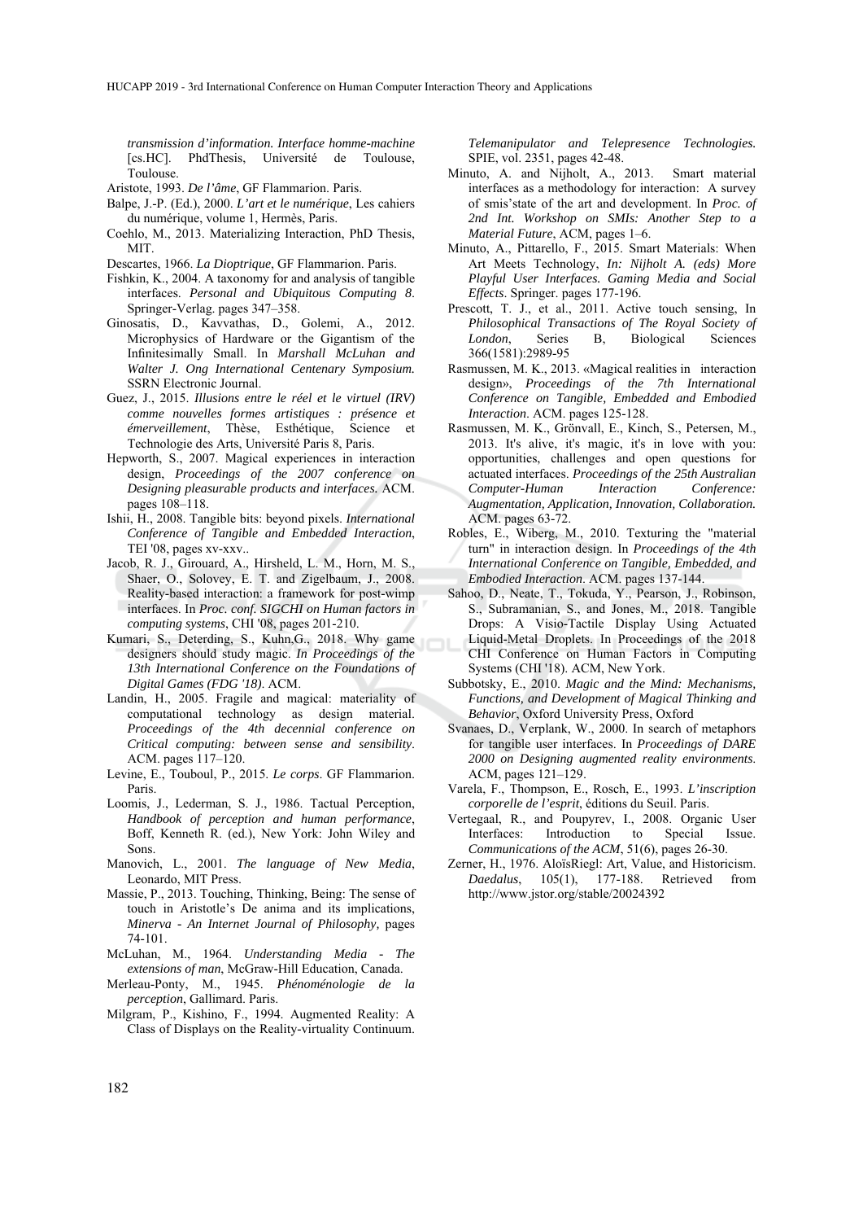*transmission d'information. Interface homme-machine* [cs.HC]. PhdThesis, Université de Toulouse, Toulouse.

Aristote, 1993. *De l'âme*, GF Flammarion. Paris.

Balpe, J.-P. (Ed.), 2000. *L'art et le numérique*, Les cahiers du numérique, volume 1, Hermès, Paris.

Coehlo, M., 2013. Materializing Interaction, PhD Thesis, MIT.

Descartes, 1966. *La Dioptrique*, GF Flammarion. Paris.

Fishkin, K., 2004. A taxonomy for and analysis of tangible interfaces. *Personal and Ubiquitous Computing 8*. Springer-Verlag. pages 347–358.

Ginosatis, D., Kavvathas, D., Golemi, A., 2012. Microphysics of Hardware or the Gigantism of the Infinitesimally Small. In *Marshall McLuhan and Walter J. Ong International Centenary Symposium.* SSRN Electronic Journal.

Guez, J., 2015. *Illusions entre le réel et le virtuel (IRV) comme nouvelles formes artistiques : présence et émerveillement*, Thèse, Esthétique, Science et Technologie des Arts, Université Paris 8, Paris.

Hepworth, S., 2007. Magical experiences in interaction design, *Proceedings of the 2007 conference on Designing pleasurable products and interfaces.* ACM. pages 108–118.

Ishii, H., 2008. Tangible bits: beyond pixels. *International Conference of Tangible and Embedded Interaction*, TEI '08, pages xv-xxv..

Jacob, R. J., Girouard, A., Hirsheld, L. M., Horn, M. S., Shaer, O., Solovey, E. T. and Zigelbaum, J., 2008. Reality-based interaction: a framework for post-wimp interfaces. In *Proc. conf. SIGCHI on Human factors in computing systems*, CHI '08, pages 201-210.

Kumari, S., Deterding, S., Kuhn,G., 2018. Why game designers should study magic. *In Proceedings of the 13th International Conference on the Foundations of Digital Games (FDG '18)*. ACM.

Landin, H., 2005. Fragile and magical: materiality of computational technology as design material. *Proceedings of the 4th decennial conference on Critical computing: between sense and sensibility*. ACM. pages 117–120.

Levine, E., Touboul, P., 2015. *Le corps*. GF Flammarion. Paris.

Loomis, J., Lederman, S. J., 1986. Tactual Perception, *Handbook of perception and human performance*, Boff, Kenneth R. (ed.), New York: John Wiley and Sons.

Manovich, L., 2001. *The language of New Media*, Leonardo, MIT Press.

Massie, P., 2013. Touching, Thinking, Being: The sense of touch in Aristotle's De anima and its implications, *Minerva - An Internet Journal of Philosophy,* pages 74-101.

McLuhan, M., 1964. *Understanding Media - The extensions of man*, McGraw-Hill Education, Canada.

Merleau-Ponty, M., 1945. *Phénoménologie de la perception*, Gallimard. Paris.

Milgram, P., Kishino, F., 1994. Augmented Reality: A Class of Displays on the Reality-virtuality Continuum. *Telemanipulator and Telepresence Technologies.* SPIE, vol. 2351, pages 42-48.

Minuto, A. and Nijholt, A., 2013. Smart material interfaces as a methodology for interaction: A survey of smis'state of the art and development. In *Proc. of 2nd Int. Workshop on SMIs: Another Step to a Material Future*, ACM, pages 1–6.

Minuto, A., Pittarello, F., 2015. Smart Materials: When Art Meets Technology, *In: Nijholt A. (eds) More Playful User Interfaces. Gaming Media and Social Effects*. Springer. pages 177-196.

Prescott, T. J., et al., 2011. Active touch sensing, In *Philosophical Transactions of The Royal Society of London*, Series B, Biological Sciences 366(1581):2989-95

Rasmussen, M. K., 2013. «Magical realities in interaction design», *Proceedings of the 7th International Conference on Tangible, Embedded and Embodied Interaction*. ACM. pages 125-128.

Rasmussen, M. K., Grönvall, E., Kinch, S., Petersen, M., 2013. It's alive, it's magic, it's in love with you: opportunities, challenges and open questions for actuated interfaces. *Proceedings of the 25th Australian Computer-Human Interaction Conference: Augmentation, Application, Innovation, Collaboration.* ACM. pages 63-72.

Robles, E., Wiberg, M., 2010. Texturing the "material turn" in interaction design. In *Proceedings of the 4th International Conference on Tangible, Embedded, and Embodied Interaction*. ACM. pages 137-144.

Sahoo, D., Neate, T., Tokuda, Y., Pearson, J., Robinson, S., Subramanian, S., and Jones, M., 2018. Tangible Drops: A Visio-Tactile Display Using Actuated Liquid-Metal Droplets. In Proceedings of the 2018 CHI Conference on Human Factors in Computing Systems (CHI '18). ACM, New York.

Subbotsky, E., 2010. *Magic and the Mind: Mechanisms, Functions, and Development of Magical Thinking and Behavior*, Oxford University Press, Oxford

Svanaes, D., Verplank, W., 2000. In search of metaphors for tangible user interfaces. In *Proceedings of DARE 2000 on Designing augmented reality environments*. ACM, pages 121–129.

Varela, F., Thompson, E., Rosch, E., 1993. *L'inscription corporelle de l'esprit*, éditions du Seuil. Paris.

Vertegaal, R., and Poupyrev, I., 2008. Organic User Interfaces: Introduction to Special Issue. *Communications of the ACM*, 51(6), pages 26-30.

Zerner, H., 1976. AloïsRiegl: Art, Value, and Historicism. *Daedalus*, 105(1), 177-188. Retrieved from http://www.jstor.org/stable/20024392